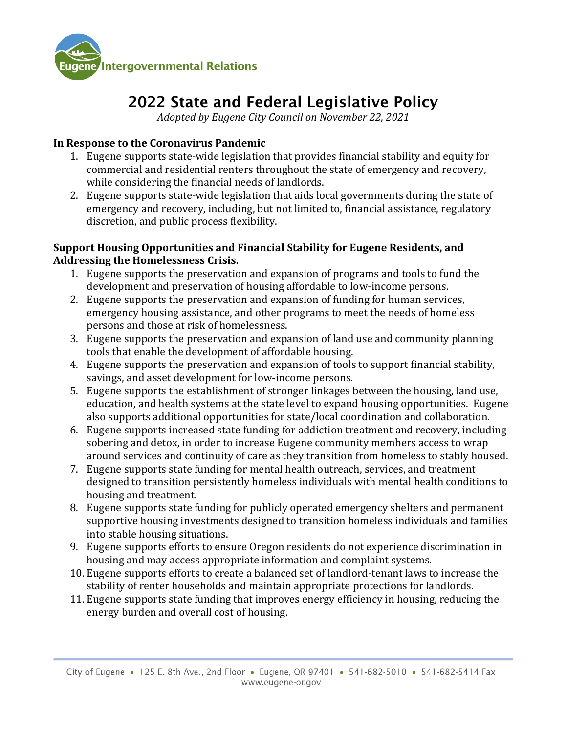Eugene Intergovernmental Relations

# 2022 State and Federal Legislative Policy

*Adopted by Eugene City Council on November 22, 2021*

**In Response to the Coronavirus Pandemic**

1. Eugene supports state-wide legislation that provides financial stability and equity for commercial and residential renters throughout the state of emergency and recovery, while considering the financial needs of landlords.
2. Eugene supports state-wide legislation that aids local governments during the state of emergency and recovery, including, but not limited to, financial assistance, regulatory discretion, and public process flexibility.

**Support Housing Opportunities and Financial Stability for Eugene Residents, and Addressing the Homelessness Crisis.**

1. Eugene supports the preservation and expansion of programs and tools to fund the development and preservation of housing affordable to low-income persons.
2. Eugene supports the preservation and expansion of funding for human services, emergency housing assistance, and other programs to meet the needs of homeless persons and those at risk of homelessness.
3. Eugene supports the preservation and expansion of land use and community planning tools that enable the development of affordable housing.
4. Eugene supports the preservation and expansion of tools to support financial stability, savings, and asset development for low-income persons.
5. Eugene supports the establishment of stronger linkages between the housing, land use, education, and health systems at the state level to expand housing opportunities. Eugene also supports additional opportunities for state/local coordination and collaboration.
6. Eugene supports increased state funding for addiction treatment and recovery, including sobering and detox, in order to increase Eugene community members access to wrap around services and continuity of care as they transition from homeless to stably housed.
7. Eugene supports state funding for mental health outreach, services, and treatment designed to transition persistently homeless individuals with mental health conditions to housing and treatment.
8. Eugene supports state funding for publicly operated emergency shelters and permanent supportive housing investments designed to transition homeless individuals and families into stable housing situations.
9. Eugene supports efforts to ensure Oregon residents do not experience discrimination in housing and may access appropriate information and complaint systems.
10. Eugene supports efforts to create a balanced set of landlord-tenant laws to increase the stability of renter households and maintain appropriate protections for landlords.
11. Eugene supports state funding that improves energy efficiency in housing, reducing the energy burden and overall cost of housing.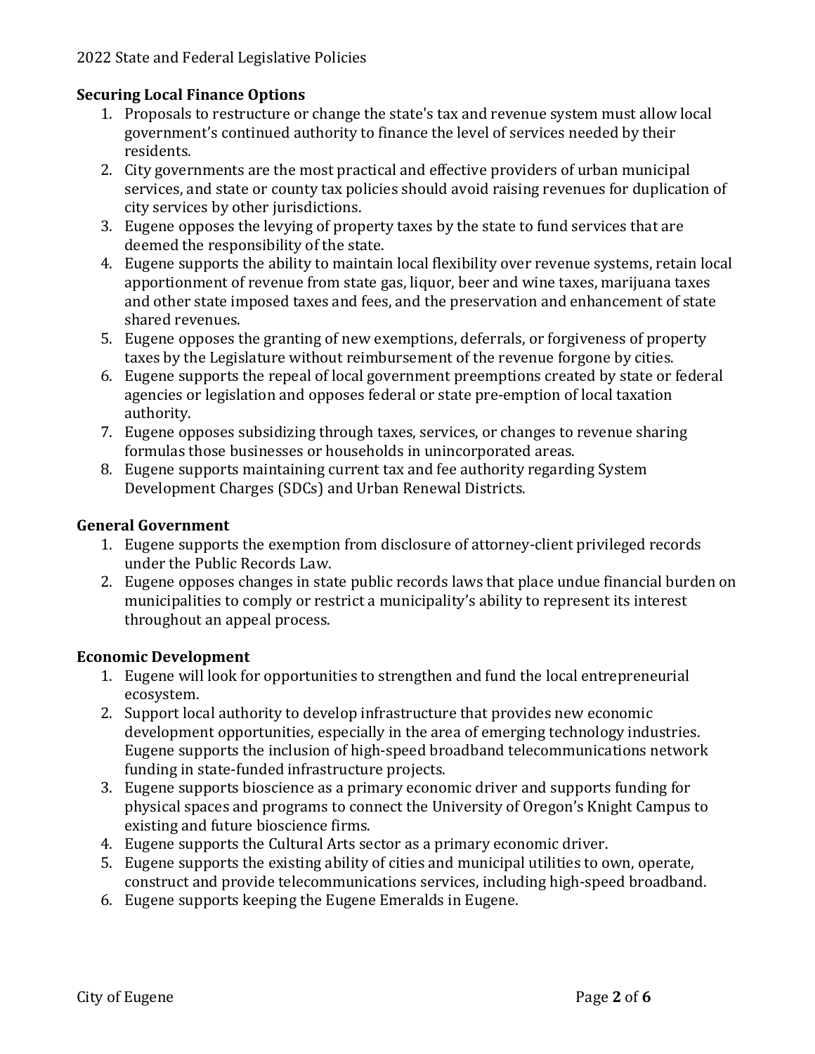**Securing Local Finance Options**

1. Proposals to restructure or change the state's tax and revenue system must allow local government's continued authority to finance the level of services needed by their residents.
2. City governments are the most practical and effective providers of urban municipal services, and state or county tax policies should avoid raising revenues for duplication of city services by other jurisdictions.
3. Eugene opposes the levying of property taxes by the state to fund services that are deemed the responsibility of the state.
4. Eugene supports the ability to maintain local flexibility over revenue systems, retain local apportionment of revenue from state gas, liquor, beer and wine taxes, marijuana taxes and other state imposed taxes and fees, and the preservation and enhancement of state shared revenues.
5. Eugene opposes the granting of new exemptions, deferrals, or forgiveness of property taxes by the Legislature without reimbursement of the revenue forgone by cities.
6. Eugene supports the repeal of local government preemptions created by state or federal agencies or legislation and opposes federal or state pre-emption of local taxation authority.
7. Eugene opposes subsidizing through taxes, services, or changes to revenue sharing formulas those businesses or households in unincorporated areas.
8. Eugene supports maintaining current tax and fee authority regarding System Development Charges (SDCs) and Urban Renewal Districts.

**General Government**

1. Eugene supports the exemption from disclosure of attorney-client privileged records under the Public Records Law.
2. Eugene opposes changes in state public records laws that place undue financial burden on municipalities to comply or restrict a municipality's ability to represent its interest throughout an appeal process.

**Economic Development**

1. Eugene will look for opportunities to strengthen and fund the local entrepreneurial ecosystem.
2. Support local authority to develop infrastructure that provides new economic development opportunities, especially in the area of emerging technology industries. Eugene supports the inclusion of high-speed broadband telecommunications network funding in state-funded infrastructure projects.
3. Eugene supports bioscience as a primary economic driver and supports funding for physical spaces and programs to connect the University of Oregon's Knight Campus to existing and future bioscience firms.
4. Eugene supports the Cultural Arts sector as a primary economic driver.
5. Eugene supports the existing ability of cities and municipal utilities to own, operate, construct and provide telecommunications services, including high-speed broadband.
6. Eugene supports keeping the Eugene Emeralds in Eugene.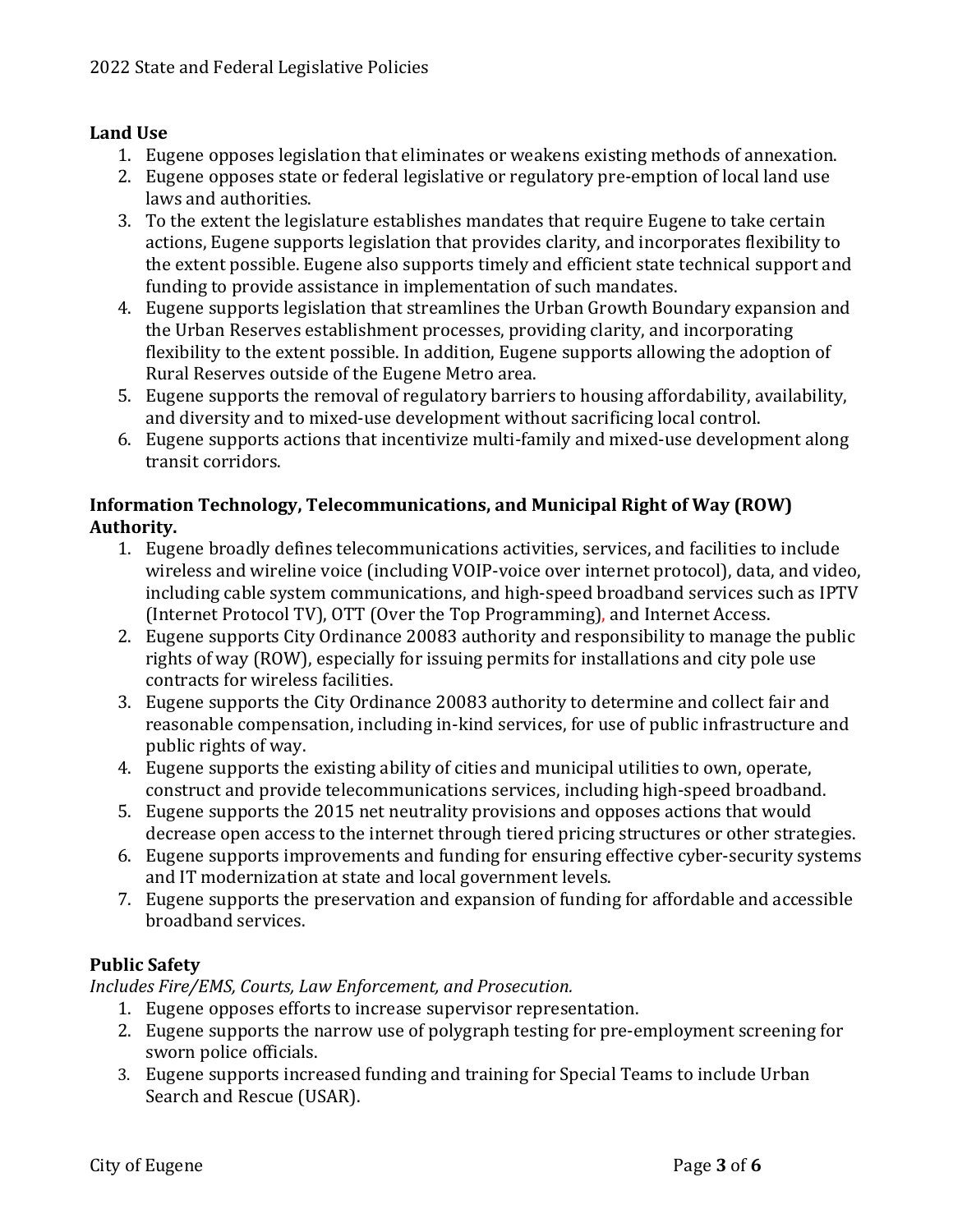## Land Use

1. Eugene opposes legislation that eliminates or weakens existing methods of annexation.
2. Eugene opposes state or federal legislative or regulatory pre-emption of local land use laws and authorities.
3. To the extent the legislature establishes mandates that require Eugene to take certain actions, Eugene supports legislation that provides clarity, and incorporates flexibility to the extent possible. Eugene also supports timely and efficient state technical support and funding to provide assistance in implementation of such mandates.
4. Eugene supports legislation that streamlines the Urban Growth Boundary expansion and the Urban Reserves establishment processes, providing clarity, and incorporating flexibility to the extent possible. In addition, Eugene supports allowing the adoption of Rural Reserves outside of the Eugene Metro area.
5. Eugene supports the removal of regulatory barriers to housing affordability, availability, and diversity and to mixed-use development without sacrificing local control.
6. Eugene supports actions that incentivize multi-family and mixed-use development along transit corridors.

## Information Technology, Telecommunications, and Municipal Right of Way (ROW) Authority.

1. Eugene broadly defines telecommunications activities, services, and facilities to include wireless and wireline voice (including VOIP-voice over internet protocol), data, and video, including cable system communications, and high-speed broadband services such as IPTV (Internet Protocol TV), OTT (Over the Top Programming), and Internet Access.
2. Eugene supports City Ordinance 20083 authority and responsibility to manage the public rights of way (ROW), especially for issuing permits for installations and city pole use contracts for wireless facilities.
3. Eugene supports the City Ordinance 20083 authority to determine and collect fair and reasonable compensation, including in-kind services, for use of public infrastructure and public rights of way.
4. Eugene supports the existing ability of cities and municipal utilities to own, operate, construct and provide telecommunications services, including high-speed broadband.
5. Eugene supports the 2015 net neutrality provisions and opposes actions that would decrease open access to the internet through tiered pricing structures or other strategies.
6. Eugene supports improvements and funding for ensuring effective cyber-security systems and IT modernization at state and local government levels.
7. Eugene supports the preservation and expansion of funding for affordable and accessible broadband services.

## Public Safety

*Includes Fire/EMS, Courts, Law Enforcement, and Prosecution.*

1. Eugene opposes efforts to increase supervisor representation.
2. Eugene supports the narrow use of polygraph testing for pre-employment screening for sworn police officials.
3. Eugene supports increased funding and training for Special Teams to include Urban Search and Rescue (USAR).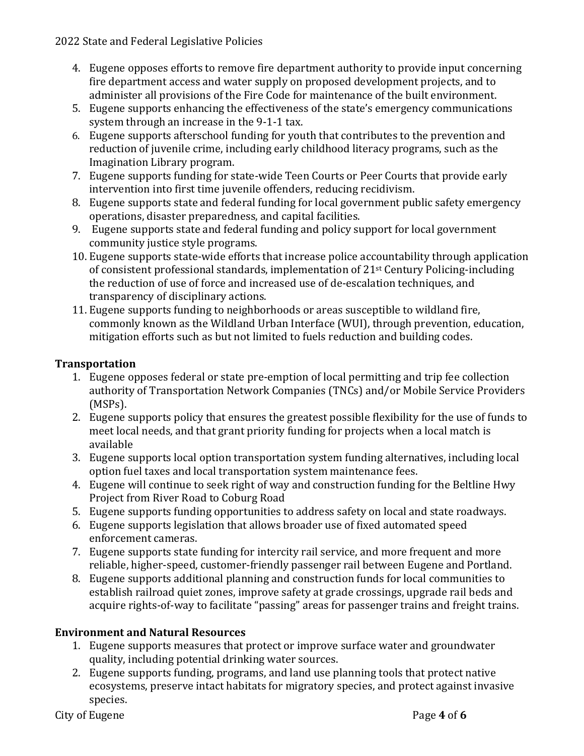4. Eugene opposes efforts to remove fire department authority to provide input concerning fire department access and water supply on proposed development projects, and to administer all provisions of the Fire Code for maintenance of the built environment.
5. Eugene supports enhancing the effectiveness of the state's emergency communications system through an increase in the 9-1-1 tax.
6. Eugene supports afterschool funding for youth that contributes to the prevention and reduction of juvenile crime, including early childhood literacy programs, such as the Imagination Library program.
7. Eugene supports funding for state-wide Teen Courts or Peer Courts that provide early intervention into first time juvenile offenders, reducing recidivism.
8. Eugene supports state and federal funding for local government public safety emergency operations, disaster preparedness, and capital facilities.
9. Eugene supports state and federal funding and policy support for local government community justice style programs.
10. Eugene supports state-wide efforts that increase police accountability through application of consistent professional standards, implementation of 21st Century Policing-including the reduction of use of force and increased use of de-escalation techniques, and transparency of disciplinary actions.
11. Eugene supports funding to neighborhoods or areas susceptible to wildland fire, commonly known as the Wildland Urban Interface (WUI), through prevention, education, mitigation efforts such as but not limited to fuels reduction and building codes.

**Transportation**

1. Eugene opposes federal or state pre-emption of local permitting and trip fee collection authority of Transportation Network Companies (TNCs) and/or Mobile Service Providers (MSPs).
2. Eugene supports policy that ensures the greatest possible flexibility for the use of funds to meet local needs, and that grant priority funding for projects when a local match is available
3. Eugene supports local option transportation system funding alternatives, including local option fuel taxes and local transportation system maintenance fees.
4. Eugene will continue to seek right of way and construction funding for the Beltline Hwy Project from River Road to Coburg Road
5. Eugene supports funding opportunities to address safety on local and state roadways.
6. Eugene supports legislation that allows broader use of fixed automated speed enforcement cameras.
7. Eugene supports state funding for intercity rail service, and more frequent and more reliable, higher-speed, customer-friendly passenger rail between Eugene and Portland.
8. Eugene supports additional planning and construction funds for local communities to establish railroad quiet zones, improve safety at grade crossings, upgrade rail beds and acquire rights-of-way to facilitate "passing" areas for passenger trains and freight trains.

**Environment and Natural Resources**

1. Eugene supports measures that protect or improve surface water and groundwater quality, including potential drinking water sources.
2. Eugene supports funding, programs, and land use planning tools that protect native ecosystems, preserve intact habitats for migratory species, and protect against invasive species.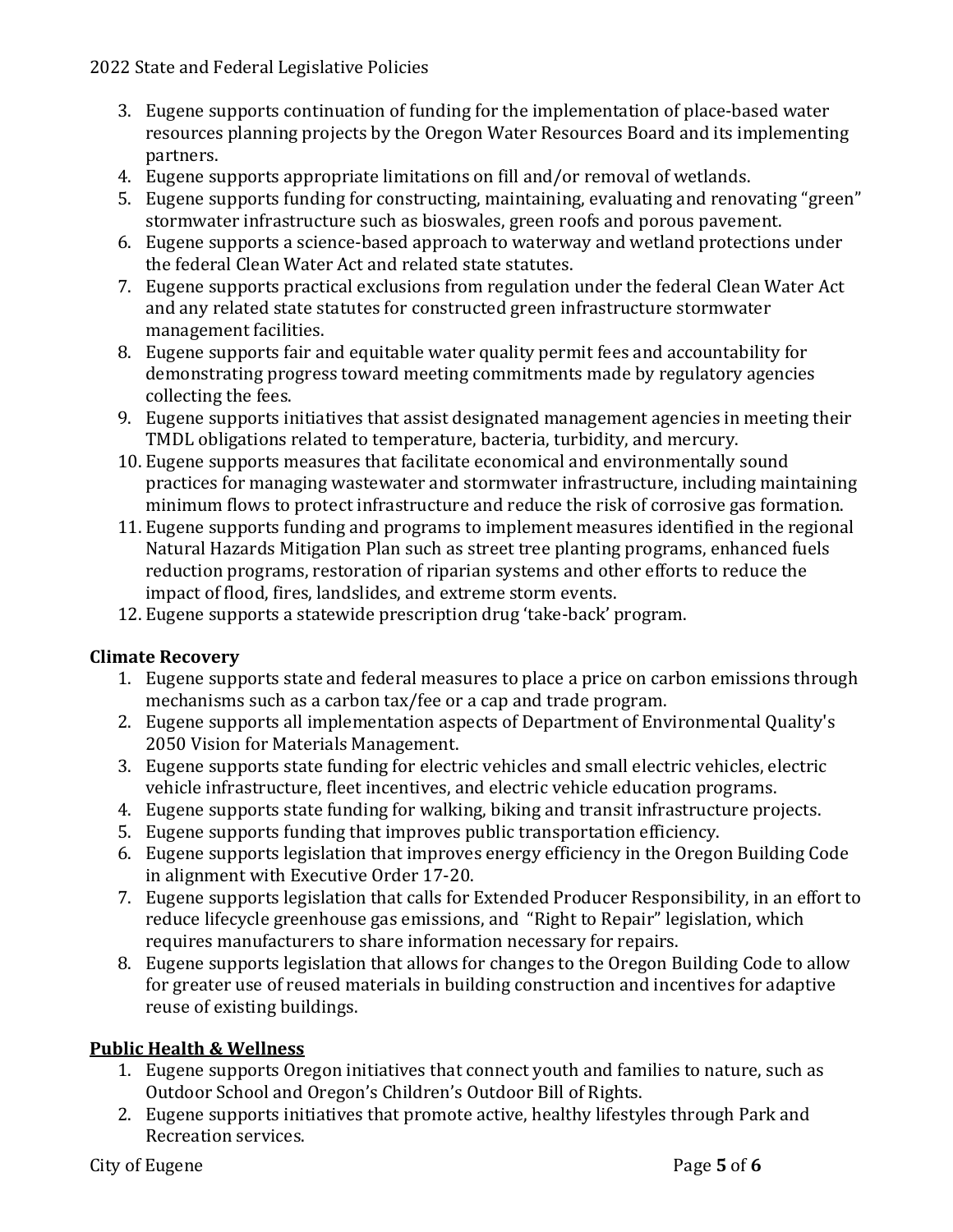3. Eugene supports continuation of funding for the implementation of place-based water resources planning projects by the Oregon Water Resources Board and its implementing partners.
4. Eugene supports appropriate limitations on fill and/or removal of wetlands.
5. Eugene supports funding for constructing, maintaining, evaluating and renovating "green" stormwater infrastructure such as bioswales, green roofs and porous pavement.
6. Eugene supports a science-based approach to waterway and wetland protections under the federal Clean Water Act and related state statutes.
7. Eugene supports practical exclusions from regulation under the federal Clean Water Act and any related state statutes for constructed green infrastructure stormwater management facilities.
8. Eugene supports fair and equitable water quality permit fees and accountability for demonstrating progress toward meeting commitments made by regulatory agencies collecting the fees.
9. Eugene supports initiatives that assist designated management agencies in meeting their TMDL obligations related to temperature, bacteria, turbidity, and mercury.
10. Eugene supports measures that facilitate economical and environmentally sound practices for managing wastewater and stormwater infrastructure, including maintaining minimum flows to protect infrastructure and reduce the risk of corrosive gas formation.
11. Eugene supports funding and programs to implement measures identified in the regional Natural Hazards Mitigation Plan such as street tree planting programs, enhanced fuels reduction programs, restoration of riparian systems and other efforts to reduce the impact of flood, fires, landslides, and extreme storm events.
12. Eugene supports a statewide prescription drug 'take-back' program.

**Climate Recovery**

1. Eugene supports state and federal measures to place a price on carbon emissions through mechanisms such as a carbon tax/fee or a cap and trade program.
2. Eugene supports all implementation aspects of Department of Environmental Quality's 2050 Vision for Materials Management.
3. Eugene supports state funding for electric vehicles and small electric vehicles, electric vehicle infrastructure, fleet incentives, and electric vehicle education programs.
4. Eugene supports state funding for walking, biking and transit infrastructure projects.
5. Eugene supports funding that improves public transportation efficiency.
6. Eugene supports legislation that improves energy efficiency in the Oregon Building Code in alignment with Executive Order 17-20.
7. Eugene supports legislation that calls for Extended Producer Responsibility, in an effort to reduce lifecycle greenhouse gas emissions, and "Right to Repair" legislation, which requires manufacturers to share information necessary for repairs.
8. Eugene supports legislation that allows for changes to the Oregon Building Code to allow for greater use of reused materials in building construction and incentives for adaptive reuse of existing buildings.

## Public Health & Wellness

1. Eugene supports Oregon initiatives that connect youth and families to nature, such as Outdoor School and Oregon's Children's Outdoor Bill of Rights.
2. Eugene supports initiatives that promote active, healthy lifestyles through Park and Recreation services.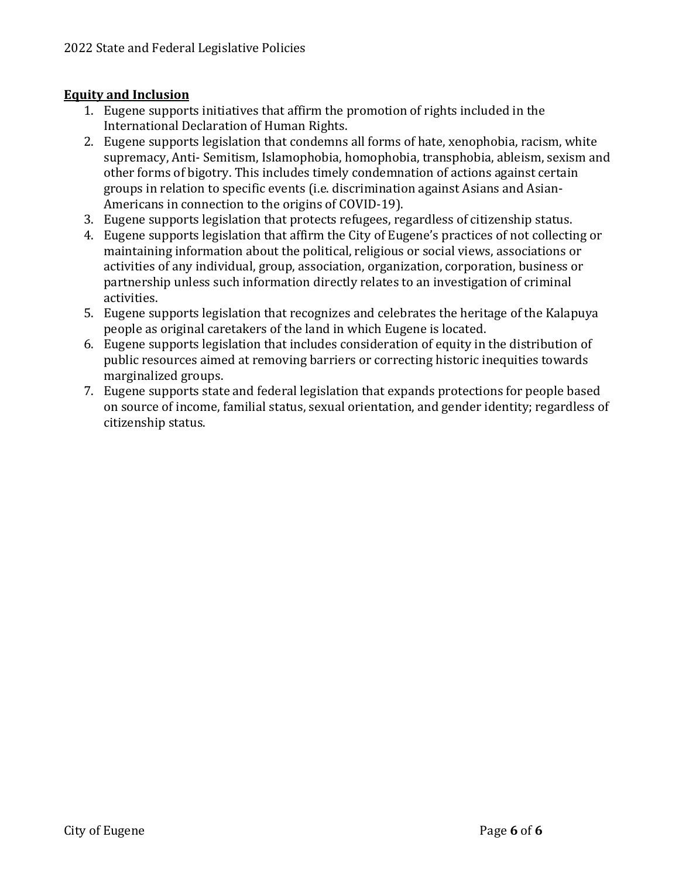**Equity and Inclusion**

1. Eugene supports initiatives that affirm the promotion of rights included in the International Declaration of Human Rights.
2. Eugene supports legislation that condemns all forms of hate, xenophobia, racism, white supremacy, Anti- Semitism, Islamophobia, homophobia, transphobia, ableism, sexism and other forms of bigotry. This includes timely condemnation of actions against certain groups in relation to specific events (i.e. discrimination against Asians and Asian-Americans in connection to the origins of COVID-19).
3. Eugene supports legislation that protects refugees, regardless of citizenship status.
4. Eugene supports legislation that affirm the City of Eugene's practices of not collecting or maintaining information about the political, religious or social views, associations or activities of any individual, group, association, organization, corporation, business or partnership unless such information directly relates to an investigation of criminal activities.
5. Eugene supports legislation that recognizes and celebrates the heritage of the Kalapuya people as original caretakers of the land in which Eugene is located.
6. Eugene supports legislation that includes consideration of equity in the distribution of public resources aimed at removing barriers or correcting historic inequities towards marginalized groups.
7. Eugene supports state and federal legislation that expands protections for people based on source of income, familial status, sexual orientation, and gender identity; regardless of citizenship status.